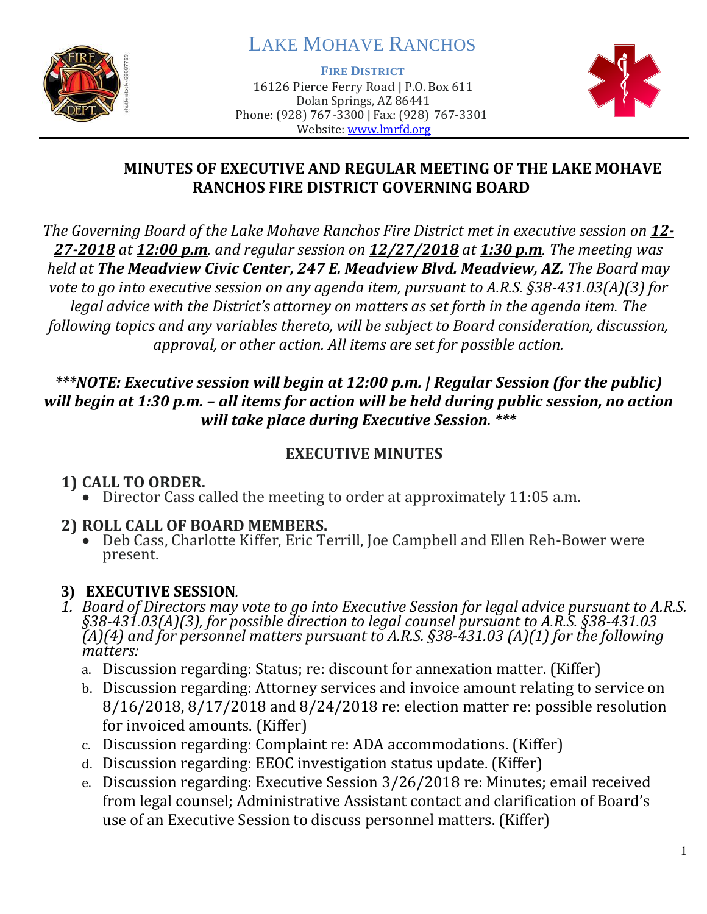# LAKE MOHAVE RANCHOS

**FIRE DISTRICT**

16126 Pierce Ferry Road | P.O. Box 611
Dolan Springs, AZ 86441
Phone: (928) 767-3300 | Fax: (928) 767-3301
Website: www.lmrfd.org

## MINUTES OF EXECUTIVE AND REGULAR MEETING OF THE LAKE MOHAVE RANCHOS FIRE DISTRICT GOVERNING BOARD

*The Governing Board of the Lake Mohave Ranchos Fire District met in executive session on **12-27-2018** at **12:00 p.m**. and regular session on **12/27/2018** at **1:30 p.m**. The meeting was held at **The Meadview Civic Center, 247 E. Meadview Blvd. Meadview, AZ.** The Board may vote to go into executive session on any agenda item, pursuant to A.R.S. §38-431.03(A)(3) for legal advice with the District's attorney on matters as set forth in the agenda item. The following topics and any variables thereto, will be subject to Board consideration, discussion, approval, or other action. All items are set for possible action.*

***\*\*\*NOTE: Executive session will begin at 12:00 p.m. | Regular Session (for the public) will begin at 1:30 p.m. – all items for action will be held during public session, no action will take place during Executive Session. \*\*\****

### EXECUTIVE MINUTES

**1) CALL TO ORDER.**
- Director Cass called the meeting to order at approximately 11:05 a.m.

**2) ROLL CALL OF BOARD MEMBERS.**
- Deb Cass, Charlotte Kiffer, Eric Terrill, Joe Campbell and Ellen Reh-Bower were present.

**3) EXECUTIVE SESSION.**

1. *Board of Directors may vote to go into Executive Session for legal advice pursuant to A.R.S. §38-431.03(A)(3), for possible direction to legal counsel pursuant to A.R.S. §38-431.03 (A)(4) and for personnel matters pursuant to A.R.S. §38-431.03 (A)(1) for the following matters:*
   a. Discussion regarding: Status; re: discount for annexation matter. (Kiffer)
   b. Discussion regarding: Attorney services and invoice amount relating to service on 8/16/2018, 8/17/2018 and 8/24/2018 re: election matter re: possible resolution for invoiced amounts. (Kiffer)
   c. Discussion regarding: Complaint re: ADA accommodations. (Kiffer)
   d. Discussion regarding: EEOC investigation status update. (Kiffer)
   e. Discussion regarding: Executive Session 3/26/2018 re: Minutes; email received from legal counsel; Administrative Assistant contact and clarification of Board's use of an Executive Session to discuss personnel matters. (Kiffer)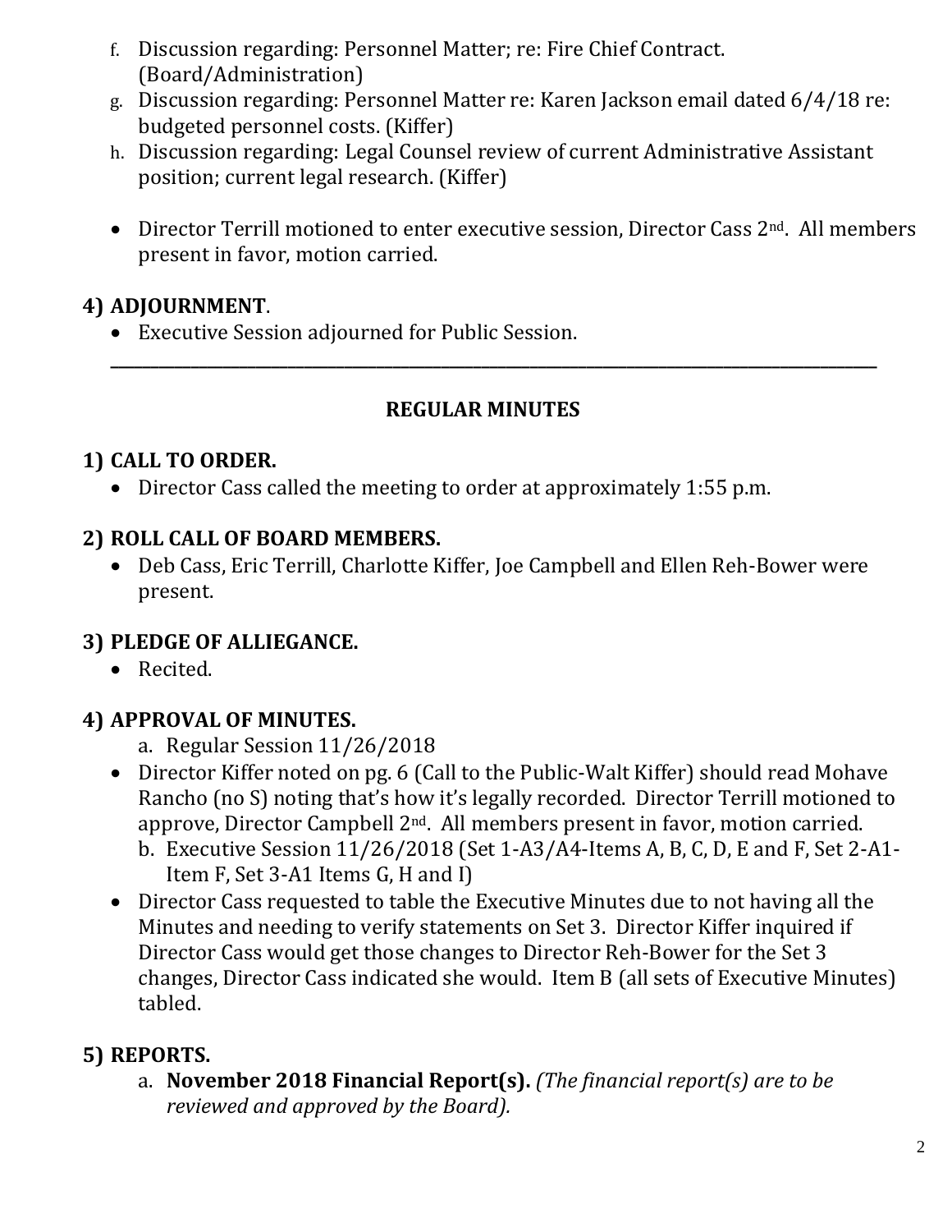f. Discussion regarding: Personnel Matter; re: Fire Chief Contract. (Board/Administration)
g. Discussion regarding: Personnel Matter re: Karen Jackson email dated 6/4/18 re: budgeted personnel costs. (Kiffer)
h. Discussion regarding: Legal Counsel review of current Administrative Assistant position; current legal research. (Kiffer)

- Director Terrill motioned to enter executive session, Director Cass 2nd. All members present in favor, motion carried.

## 4) ADJOURNMENT.

- Executive Session adjourned for Public Session.

---

## REGULAR MINUTES

## 1) CALL TO ORDER.

- Director Cass called the meeting to order at approximately 1:55 p.m.

## 2) ROLL CALL OF BOARD MEMBERS.

- Deb Cass, Eric Terrill, Charlotte Kiffer, Joe Campbell and Ellen Reh-Bower were present.

## 3) PLEDGE OF ALLIEGANCE.

- Recited.

## 4) APPROVAL OF MINUTES.

a. Regular Session 11/26/2018

- Director Kiffer noted on pg. 6 (Call to the Public-Walt Kiffer) should read Mohave Rancho (no S) noting that's how it's legally recorded. Director Terrill motioned to approve, Director Campbell 2nd. All members present in favor, motion carried.

b. Executive Session 11/26/2018 (Set 1-A3/A4-Items A, B, C, D, E and F, Set 2-A1-Item F, Set 3-A1 Items G, H and I)

- Director Cass requested to table the Executive Minutes due to not having all the Minutes and needing to verify statements on Set 3. Director Kiffer inquired if Director Cass would get those changes to Director Reh-Bower for the Set 3 changes, Director Cass indicated she would. Item B (all sets of Executive Minutes) tabled.

## 5) REPORTS.

a. **November 2018 Financial Report(s).** *(The financial report(s) are to be reviewed and approved by the Board).*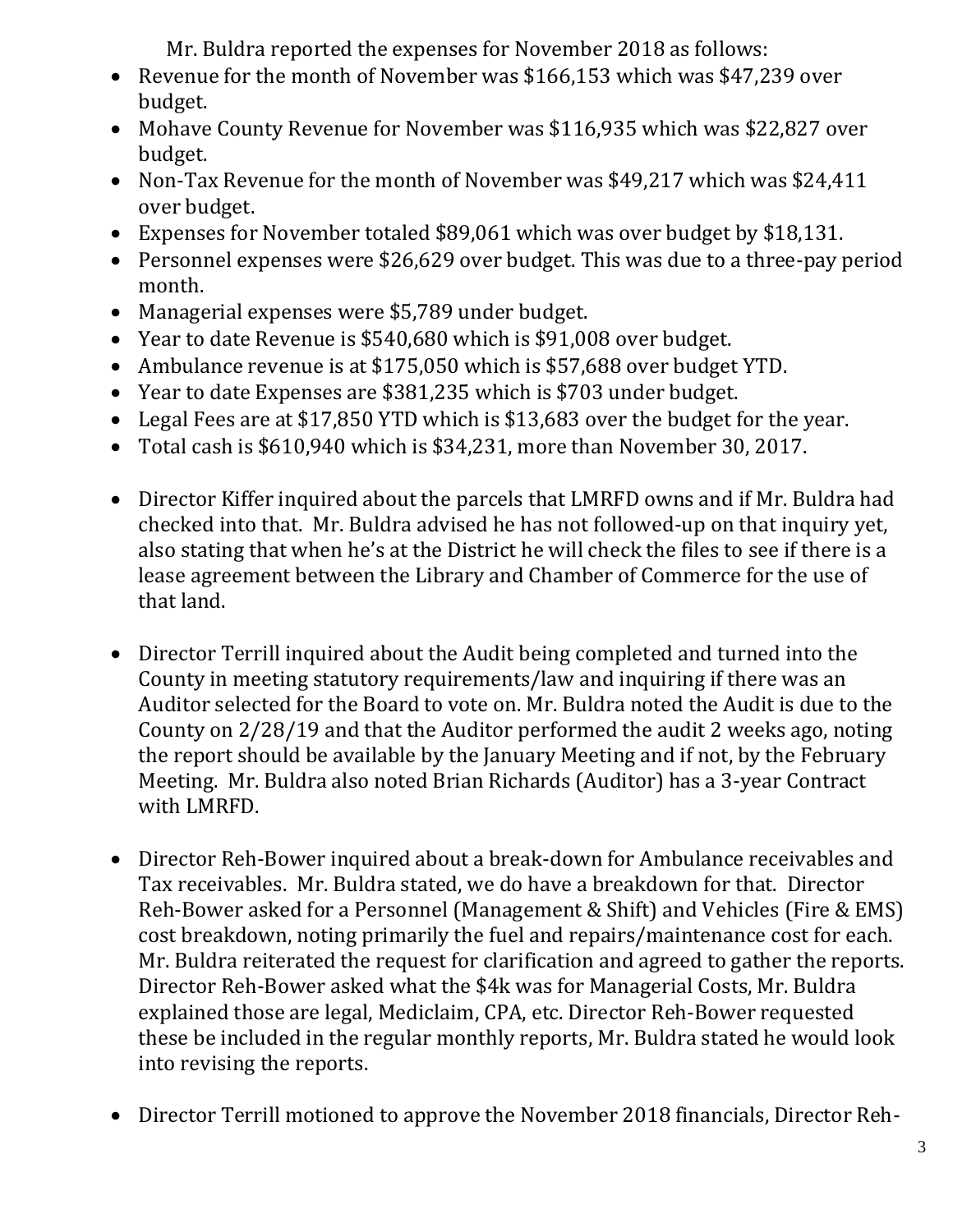Mr. Buldra reported the expenses for November 2018 as follows:

- Revenue for the month of November was $166,153 which was $47,239 over budget.
- Mohave County Revenue for November was $116,935 which was $22,827 over budget.
- Non-Tax Revenue for the month of November was $49,217 which was $24,411 over budget.
- Expenses for November totaled $89,061 which was over budget by $18,131.
- Personnel expenses were $26,629 over budget. This was due to a three-pay period month.
- Managerial expenses were $5,789 under budget.
- Year to date Revenue is $540,680 which is $91,008 over budget.
- Ambulance revenue is at $175,050 which is $57,688 over budget YTD.
- Year to date Expenses are $381,235 which is $703 under budget.
- Legal Fees are at $17,850 YTD which is $13,683 over the budget for the year.
- Total cash is $610,940 which is $34,231, more than November 30, 2017.

- Director Kiffer inquired about the parcels that LMRFD owns and if Mr. Buldra had checked into that. Mr. Buldra advised he has not followed-up on that inquiry yet, also stating that when he's at the District he will check the files to see if there is a lease agreement between the Library and Chamber of Commerce for the use of that land.

- Director Terrill inquired about the Audit being completed and turned into the County in meeting statutory requirements/law and inquiring if there was an Auditor selected for the Board to vote on. Mr. Buldra noted the Audit is due to the County on 2/28/19 and that the Auditor performed the audit 2 weeks ago, noting the report should be available by the January Meeting and if not, by the February Meeting. Mr. Buldra also noted Brian Richards (Auditor) has a 3-year Contract with LMRFD.

- Director Reh-Bower inquired about a break-down for Ambulance receivables and Tax receivables. Mr. Buldra stated, we do have a breakdown for that. Director Reh-Bower asked for a Personnel (Management & Shift) and Vehicles (Fire & EMS) cost breakdown, noting primarily the fuel and repairs/maintenance cost for each. Mr. Buldra reiterated the request for clarification and agreed to gather the reports. Director Reh-Bower asked what the $4k was for Managerial Costs, Mr. Buldra explained those are legal, Mediclaim, CPA, etc. Director Reh-Bower requested these be included in the regular monthly reports, Mr. Buldra stated he would look into revising the reports.

- Director Terrill motioned to approve the November 2018 financials, Director Reh-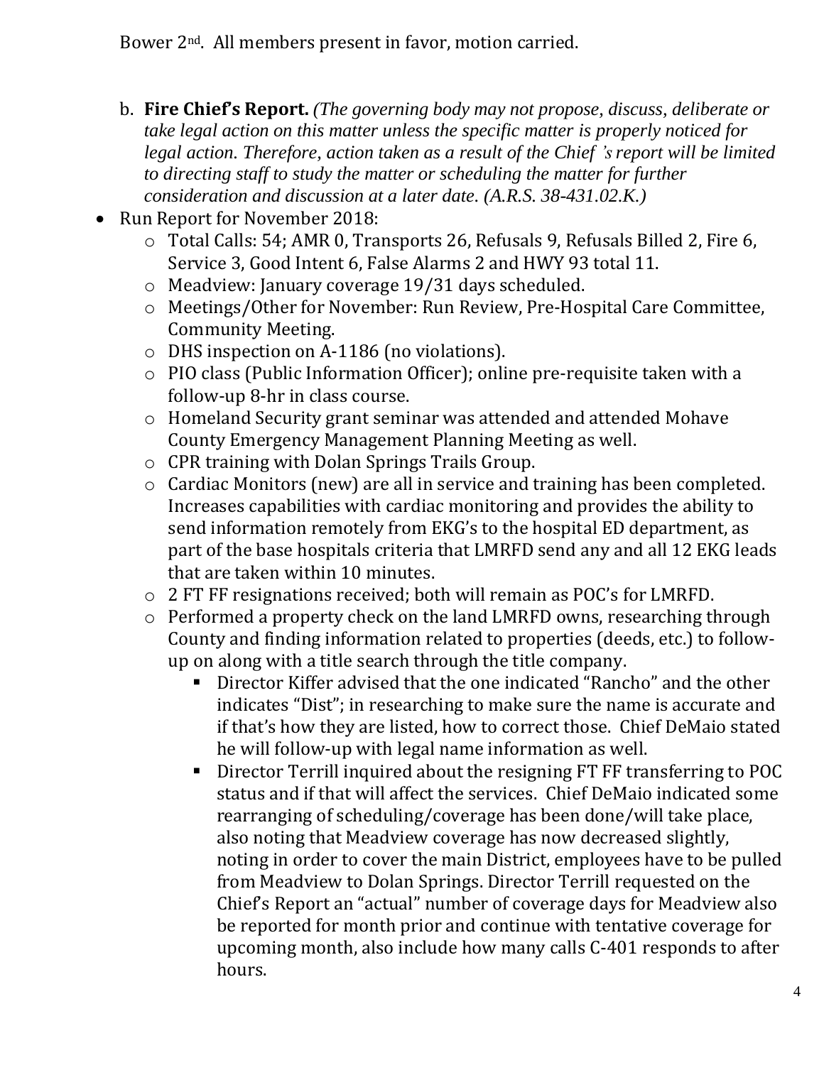Bower 2nd. All members present in favor, motion carried.

b. **Fire Chief's Report.** *(The governing body may not propose, discuss, deliberate or take legal action on this matter unless the specific matter is properly noticed for legal action. Therefore, action taken as a result of the Chief 's report will be limited to directing staff to study the matter or scheduling the matter for further consideration and discussion at a later date. (A.R.S. 38-431.02.K.)*

- Run Report for November 2018:
  - Total Calls: 54; AMR 0, Transports 26, Refusals 9, Refusals Billed 2, Fire 6, Service 3, Good Intent 6, False Alarms 2 and HWY 93 total 11.
  - Meadview: January coverage 19/31 days scheduled.
  - Meetings/Other for November: Run Review, Pre-Hospital Care Committee, Community Meeting.
  - DHS inspection on A-1186 (no violations).
  - PIO class (Public Information Officer); online pre-requisite taken with a follow-up 8-hr in class course.
  - Homeland Security grant seminar was attended and attended Mohave County Emergency Management Planning Meeting as well.
  - CPR training with Dolan Springs Trails Group.
  - Cardiac Monitors (new) are all in service and training has been completed. Increases capabilities with cardiac monitoring and provides the ability to send information remotely from EKG's to the hospital ED department, as part of the base hospitals criteria that LMRFD send any and all 12 EKG leads that are taken within 10 minutes.
  - 2 FT FF resignations received; both will remain as POC's for LMRFD.
  - Performed a property check on the land LMRFD owns, researching through County and finding information related to properties (deeds, etc.) to follow-up on along with a title search through the title company.
    - Director Kiffer advised that the one indicated "Rancho" and the other indicates "Dist"; in researching to make sure the name is accurate and if that's how they are listed, how to correct those. Chief DeMaio stated he will follow-up with legal name information as well.
    - Director Terrill inquired about the resigning FT FF transferring to POC status and if that will affect the services. Chief DeMaio indicated some rearranging of scheduling/coverage has been done/will take place, also noting that Meadview coverage has now decreased slightly, noting in order to cover the main District, employees have to be pulled from Meadview to Dolan Springs. Director Terrill requested on the Chief's Report an "actual" number of coverage days for Meadview also be reported for month prior and continue with tentative coverage for upcoming month, also include how many calls C-401 responds to after hours.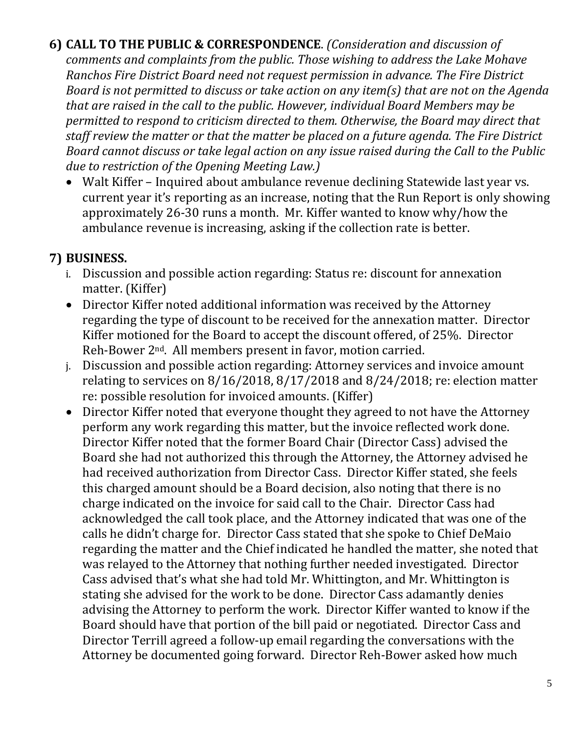**6) CALL TO THE PUBLIC & CORRESPONDENCE**. *(Consideration and discussion of comments and complaints from the public. Those wishing to address the Lake Mohave Ranchos Fire District Board need not request permission in advance. The Fire District Board is not permitted to discuss or take action on any item(s) that are not on the Agenda that are raised in the call to the public. However, individual Board Members may be permitted to respond to criticism directed to them. Otherwise, the Board may direct that staff review the matter or that the matter be placed on a future agenda. The Fire District Board cannot discuss or take legal action on any issue raised during the Call to the Public due to restriction of the Opening Meeting Law.)*

- Walt Kiffer – Inquired about ambulance revenue declining Statewide last year vs. current year it's reporting as an increase, noting that the Run Report is only showing approximately 26-30 runs a month. Mr. Kiffer wanted to know why/how the ambulance revenue is increasing, asking if the collection rate is better.

**7) BUSINESS.**

i. Discussion and possible action regarding: Status re: discount for annexation matter. (Kiffer)

- Director Kiffer noted additional information was received by the Attorney regarding the type of discount to be received for the annexation matter. Director Kiffer motioned for the Board to accept the discount offered, of 25%. Director Reh-Bower 2nd. All members present in favor, motion carried.

j. Discussion and possible action regarding: Attorney services and invoice amount relating to services on 8/16/2018, 8/17/2018 and 8/24/2018; re: election matter re: possible resolution for invoiced amounts. (Kiffer)

- Director Kiffer noted that everyone thought they agreed to not have the Attorney perform any work regarding this matter, but the invoice reflected work done. Director Kiffer noted that the former Board Chair (Director Cass) advised the Board she had not authorized this through the Attorney, the Attorney advised he had received authorization from Director Cass. Director Kiffer stated, she feels this charged amount should be a Board decision, also noting that there is no charge indicated on the invoice for said call to the Chair. Director Cass had acknowledged the call took place, and the Attorney indicated that was one of the calls he didn't charge for. Director Cass stated that she spoke to Chief DeMaio regarding the matter and the Chief indicated he handled the matter, she noted that was relayed to the Attorney that nothing further needed investigated. Director Cass advised that's what she had told Mr. Whittington, and Mr. Whittington is stating she advised for the work to be done. Director Cass adamantly denies advising the Attorney to perform the work. Director Kiffer wanted to know if the Board should have that portion of the bill paid or negotiated. Director Cass and Director Terrill agreed a follow-up email regarding the conversations with the Attorney be documented going forward. Director Reh-Bower asked how much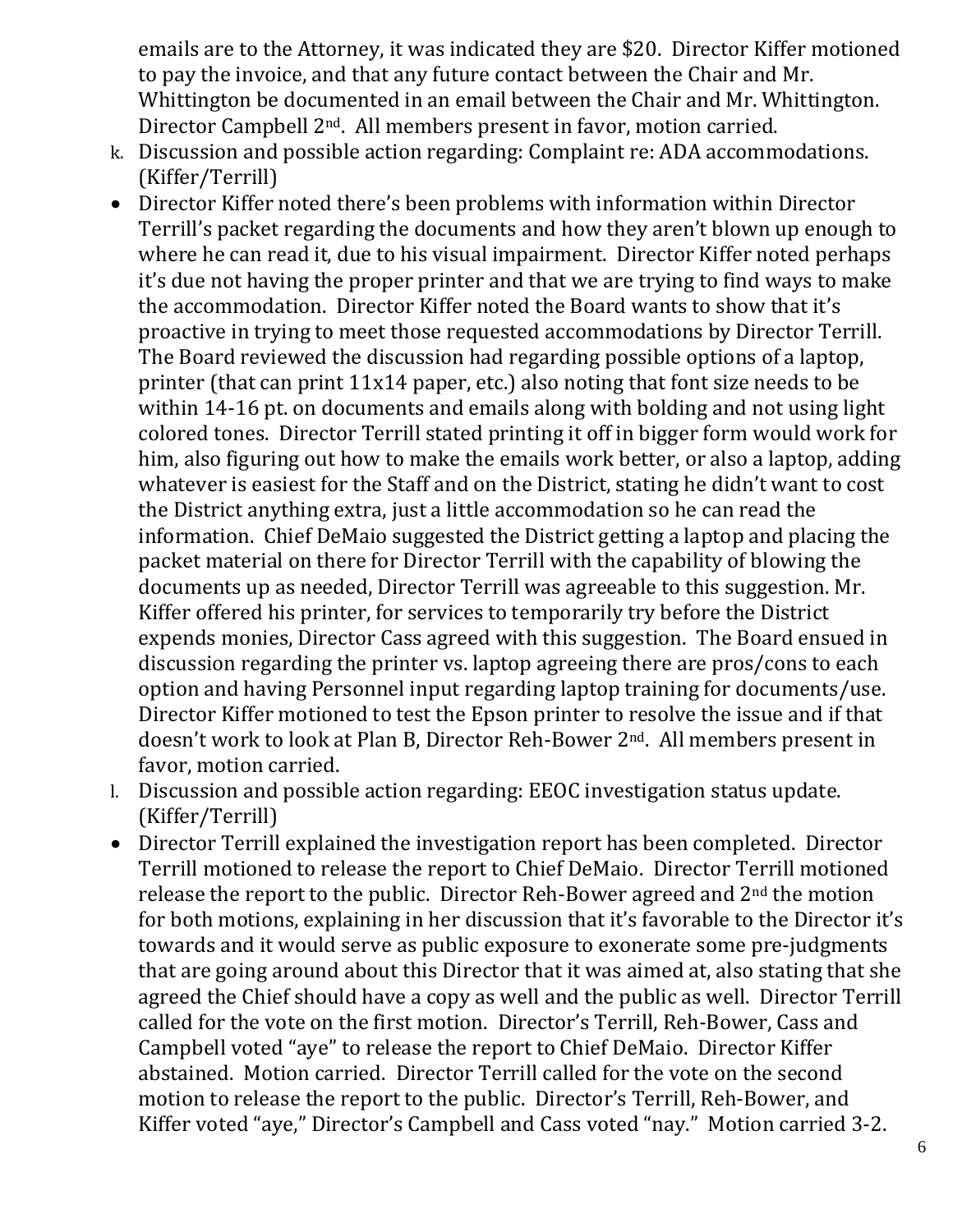emails are to the Attorney, it was indicated they are $20. Director Kiffer motioned to pay the invoice, and that any future contact between the Chair and Mr. Whittington be documented in an email between the Chair and Mr. Whittington. Director Campbell 2nd. All members present in favor, motion carried.

k. Discussion and possible action regarding: Complaint re: ADA accommodations. (Kiffer/Terrill)

- Director Kiffer noted there's been problems with information within Director Terrill's packet regarding the documents and how they aren't blown up enough to where he can read it, due to his visual impairment. Director Kiffer noted perhaps it's due not having the proper printer and that we are trying to find ways to make the accommodation. Director Kiffer noted the Board wants to show that it's proactive in trying to meet those requested accommodations by Director Terrill. The Board reviewed the discussion had regarding possible options of a laptop, printer (that can print 11x14 paper, etc.) also noting that font size needs to be within 14-16 pt. on documents and emails along with bolding and not using light colored tones. Director Terrill stated printing it off in bigger form would work for him, also figuring out how to make the emails work better, or also a laptop, adding whatever is easiest for the Staff and on the District, stating he didn't want to cost the District anything extra, just a little accommodation so he can read the information. Chief DeMaio suggested the District getting a laptop and placing the packet material on there for Director Terrill with the capability of blowing the documents up as needed, Director Terrill was agreeable to this suggestion. Mr. Kiffer offered his printer, for services to temporarily try before the District expends monies, Director Cass agreed with this suggestion. The Board ensued in discussion regarding the printer vs. laptop agreeing there are pros/cons to each option and having Personnel input regarding laptop training for documents/use. Director Kiffer motioned to test the Epson printer to resolve the issue and if that doesn't work to look at Plan B, Director Reh-Bower 2nd. All members present in favor, motion carried.

l. Discussion and possible action regarding: EEOC investigation status update. (Kiffer/Terrill)

- Director Terrill explained the investigation report has been completed. Director Terrill motioned to release the report to Chief DeMaio. Director Terrill motioned release the report to the public. Director Reh-Bower agreed and 2nd the motion for both motions, explaining in her discussion that it's favorable to the Director it's towards and it would serve as public exposure to exonerate some pre-judgments that are going around about this Director that it was aimed at, also stating that she agreed the Chief should have a copy as well and the public as well. Director Terrill called for the vote on the first motion. Director's Terrill, Reh-Bower, Cass and Campbell voted "aye" to release the report to Chief DeMaio. Director Kiffer abstained. Motion carried. Director Terrill called for the vote on the second motion to release the report to the public. Director's Terrill, Reh-Bower, and Kiffer voted "aye," Director's Campbell and Cass voted "nay." Motion carried 3-2.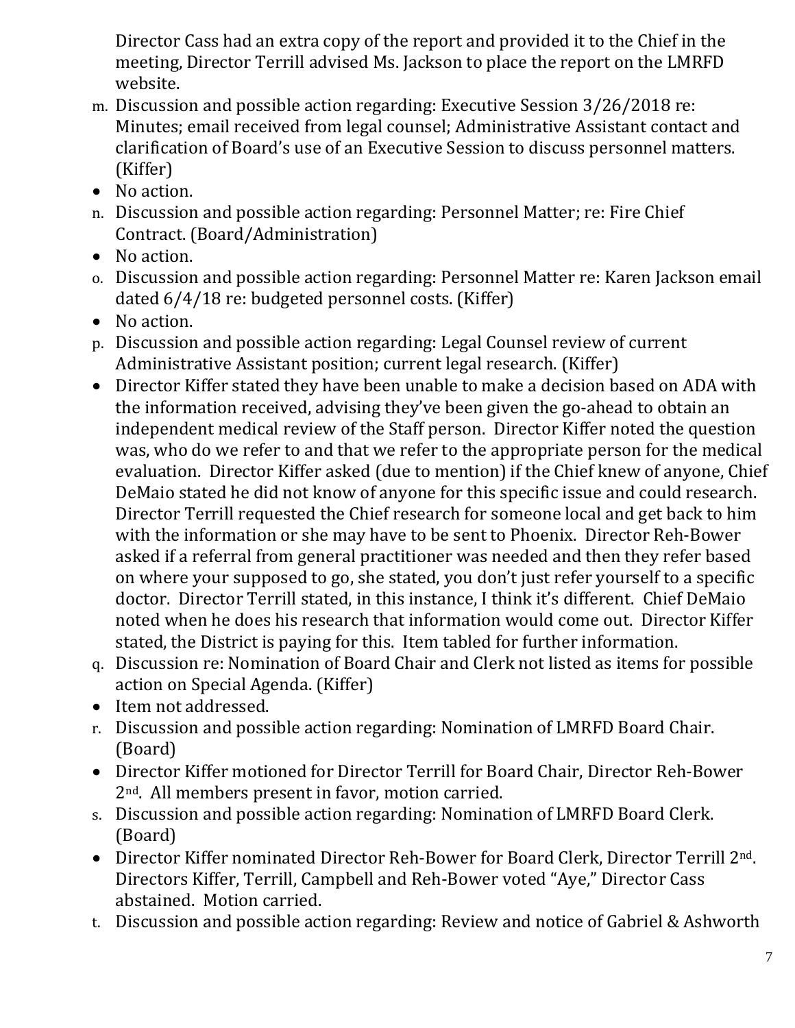Director Cass had an extra copy of the report and provided it to the Chief in the meeting, Director Terrill advised Ms. Jackson to place the report on the LMRFD website.

m. Discussion and possible action regarding: Executive Session 3/26/2018 re: Minutes; email received from legal counsel; Administrative Assistant contact and clarification of Board's use of an Executive Session to discuss personnel matters. (Kiffer)

- No action.

n. Discussion and possible action regarding: Personnel Matter; re: Fire Chief Contract. (Board/Administration)

- No action.

o. Discussion and possible action regarding: Personnel Matter re: Karen Jackson email dated 6/4/18 re: budgeted personnel costs. (Kiffer)

- No action.

p. Discussion and possible action regarding: Legal Counsel review of current Administrative Assistant position; current legal research. (Kiffer)

- Director Kiffer stated they have been unable to make a decision based on ADA with the information received, advising they've been given the go-ahead to obtain an independent medical review of the Staff person. Director Kiffer noted the question was, who do we refer to and that we refer to the appropriate person for the medical evaluation. Director Kiffer asked (due to mention) if the Chief knew of anyone, Chief DeMaio stated he did not know of anyone for this specific issue and could research. Director Terrill requested the Chief research for someone local and get back to him with the information or she may have to be sent to Phoenix. Director Reh-Bower asked if a referral from general practitioner was needed and then they refer based on where your supposed to go, she stated, you don't just refer yourself to a specific doctor. Director Terrill stated, in this instance, I think it's different. Chief DeMaio noted when he does his research that information would come out. Director Kiffer stated, the District is paying for this. Item tabled for further information.

q. Discussion re: Nomination of Board Chair and Clerk not listed as items for possible action on Special Agenda. (Kiffer)

- Item not addressed.

r. Discussion and possible action regarding: Nomination of LMRFD Board Chair. (Board)

- Director Kiffer motioned for Director Terrill for Board Chair, Director Reh-Bower 2nd. All members present in favor, motion carried.

s. Discussion and possible action regarding: Nomination of LMRFD Board Clerk. (Board)

- Director Kiffer nominated Director Reh-Bower for Board Clerk, Director Terrill 2nd. Directors Kiffer, Terrill, Campbell and Reh-Bower voted "Aye," Director Cass abstained. Motion carried.

t. Discussion and possible action regarding: Review and notice of Gabriel & Ashworth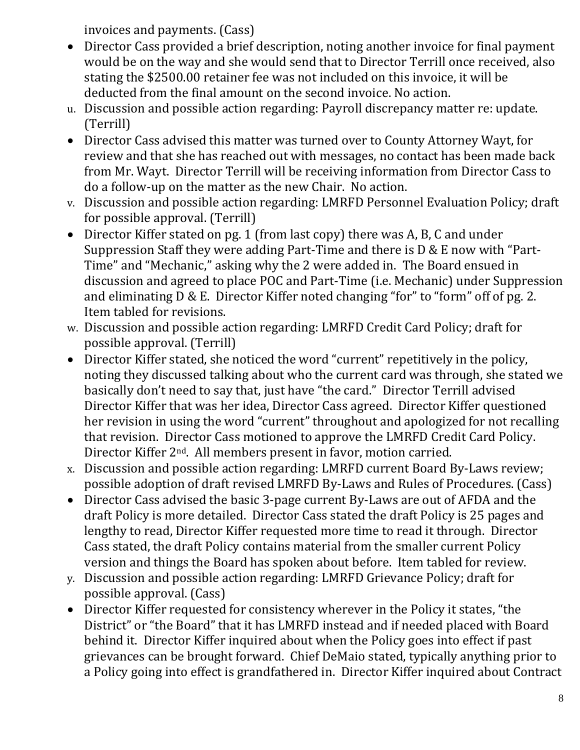invoices and payments. (Cass)

- Director Cass provided a brief description, noting another invoice for final payment would be on the way and she would send that to Director Terrill once received, also stating the $2500.00 retainer fee was not included on this invoice, it will be deducted from the final amount on the second invoice. No action.

u. Discussion and possible action regarding: Payroll discrepancy matter re: update. (Terrill)

- Director Cass advised this matter was turned over to County Attorney Wayt, for review and that she has reached out with messages, no contact has been made back from Mr. Wayt. Director Terrill will be receiving information from Director Cass to do a follow-up on the matter as the new Chair. No action.

v. Discussion and possible action regarding: LMRFD Personnel Evaluation Policy; draft for possible approval. (Terrill)

- Director Kiffer stated on pg. 1 (from last copy) there was A, B, C and under Suppression Staff they were adding Part-Time and there is D & E now with "Part-Time" and "Mechanic," asking why the 2 were added in. The Board ensued in discussion and agreed to place POC and Part-Time (i.e. Mechanic) under Suppression and eliminating D & E. Director Kiffer noted changing "for" to "form" off of pg. 2. Item tabled for revisions.

w. Discussion and possible action regarding: LMRFD Credit Card Policy; draft for possible approval. (Terrill)

- Director Kiffer stated, she noticed the word "current" repetitively in the policy, noting they discussed talking about who the current card was through, she stated we basically don't need to say that, just have "the card." Director Terrill advised Director Kiffer that was her idea, Director Cass agreed. Director Kiffer questioned her revision in using the word "current" throughout and apologized for not recalling that revision. Director Cass motioned to approve the LMRFD Credit Card Policy. Director Kiffer 2nd. All members present in favor, motion carried.

x. Discussion and possible action regarding: LMRFD current Board By-Laws review; possible adoption of draft revised LMRFD By-Laws and Rules of Procedures. (Cass)

- Director Cass advised the basic 3-page current By-Laws are out of AFDA and the draft Policy is more detailed. Director Cass stated the draft Policy is 25 pages and lengthy to read, Director Kiffer requested more time to read it through. Director Cass stated, the draft Policy contains material from the smaller current Policy version and things the Board has spoken about before. Item tabled for review.

y. Discussion and possible action regarding: LMRFD Grievance Policy; draft for possible approval. (Cass)

- Director Kiffer requested for consistency wherever in the Policy it states, "the District" or "the Board" that it has LMRFD instead and if needed placed with Board behind it. Director Kiffer inquired about when the Policy goes into effect if past grievances can be brought forward. Chief DeMaio stated, typically anything prior to a Policy going into effect is grandfathered in. Director Kiffer inquired about Contract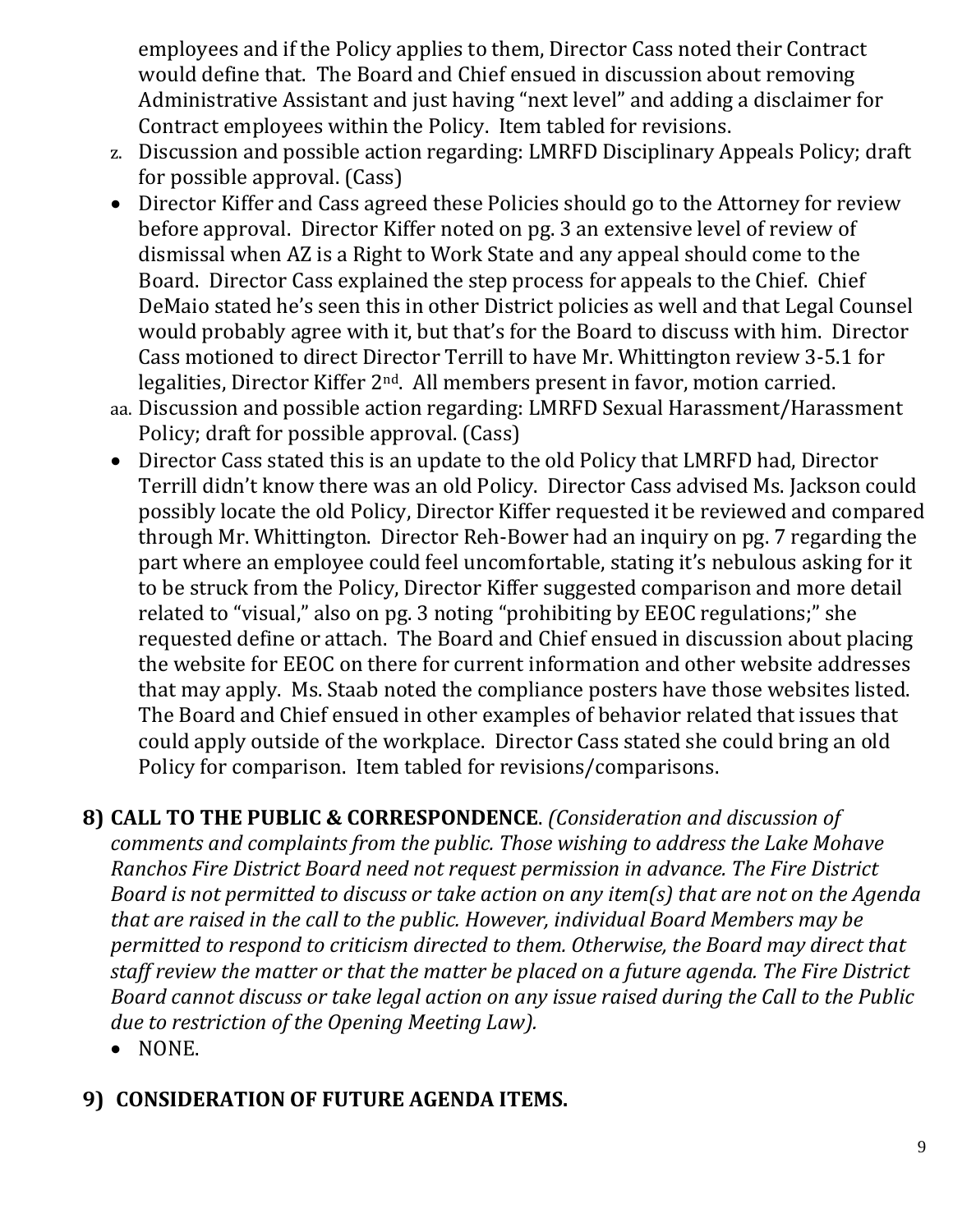employees and if the Policy applies to them, Director Cass noted their Contract would define that. The Board and Chief ensued in discussion about removing Administrative Assistant and just having "next level" and adding a disclaimer for Contract employees within the Policy. Item tabled for revisions.

z. Discussion and possible action regarding: LMRFD Disciplinary Appeals Policy; draft for possible approval. (Cass)

- Director Kiffer and Cass agreed these Policies should go to the Attorney for review before approval. Director Kiffer noted on pg. 3 an extensive level of review of dismissal when AZ is a Right to Work State and any appeal should come to the Board. Director Cass explained the step process for appeals to the Chief. Chief DeMaio stated he's seen this in other District policies as well and that Legal Counsel would probably agree with it, but that's for the Board to discuss with him. Director Cass motioned to direct Director Terrill to have Mr. Whittington review 3-5.1 for legalities, Director Kiffer 2nd. All members present in favor, motion carried.

aa. Discussion and possible action regarding: LMRFD Sexual Harassment/Harassment Policy; draft for possible approval. (Cass)

- Director Cass stated this is an update to the old Policy that LMRFD had, Director Terrill didn't know there was an old Policy. Director Cass advised Ms. Jackson could possibly locate the old Policy, Director Kiffer requested it be reviewed and compared through Mr. Whittington. Director Reh-Bower had an inquiry on pg. 7 regarding the part where an employee could feel uncomfortable, stating it's nebulous asking for it to be struck from the Policy, Director Kiffer suggested comparison and more detail related to "visual," also on pg. 3 noting "prohibiting by EEOC regulations;" she requested define or attach. The Board and Chief ensued in discussion about placing the website for EEOC on there for current information and other website addresses that may apply. Ms. Staab noted the compliance posters have those websites listed. The Board and Chief ensued in other examples of behavior related that issues that could apply outside of the workplace. Director Cass stated she could bring an old Policy for comparison. Item tabled for revisions/comparisons.

## 8) CALL TO THE PUBLIC & CORRESPONDENCE. *(Consideration and discussion of comments and complaints from the public. Those wishing to address the Lake Mohave Ranchos Fire District Board need not request permission in advance. The Fire District Board is not permitted to discuss or take action on any item(s) that are not on the Agenda that are raised in the call to the public. However, individual Board Members may be permitted to respond to criticism directed to them. Otherwise, the Board may direct that staff review the matter or that the matter be placed on a future agenda. The Fire District Board cannot discuss or take legal action on any issue raised during the Call to the Public due to restriction of the Opening Meeting Law).*

- NONE.

## 9) CONSIDERATION OF FUTURE AGENDA ITEMS.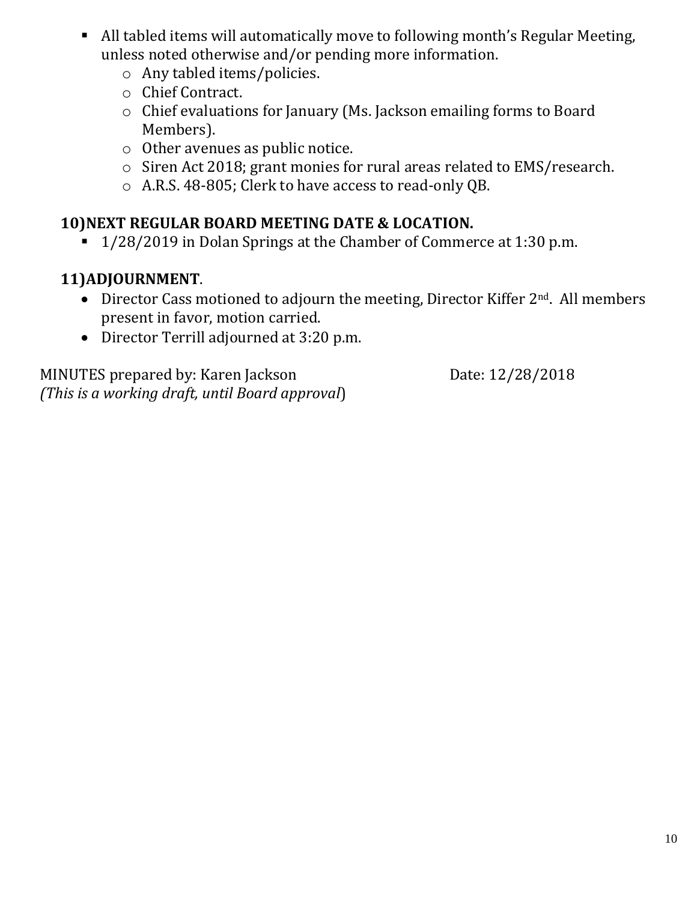- All tabled items will automatically move to following month's Regular Meeting, unless noted otherwise and/or pending more information.
  - Any tabled items/policies.
  - Chief Contract.
  - Chief evaluations for January (Ms. Jackson emailing forms to Board Members).
  - Other avenues as public notice.
  - Siren Act 2018; grant monies for rural areas related to EMS/research.
  - A.R.S. 48-805; Clerk to have access to read-only QB.

### 10)NEXT REGULAR BOARD MEETING DATE & LOCATION.

- 1/28/2019 in Dolan Springs at the Chamber of Commerce at 1:30 p.m.

### 11)ADJOURNMENT.

- Director Cass motioned to adjourn the meeting, Director Kiffer 2nd. All members present in favor, motion carried.
- Director Terrill adjourned at 3:20 p.m.

MINUTES prepared by: Karen Jackson Date: 12/28/2018
*(This is a working draft, until Board approval*)